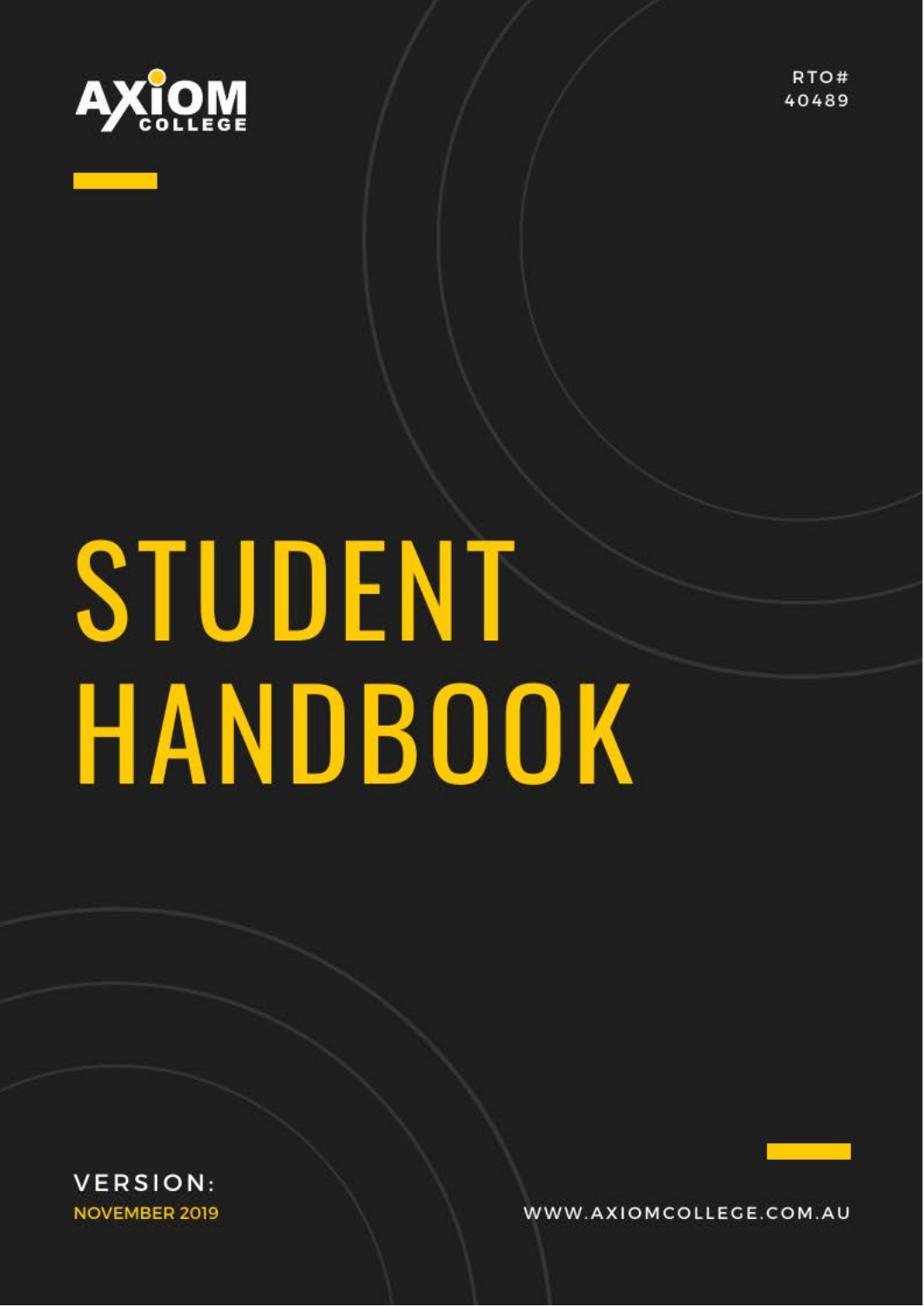AXIOM COLLEGE

RTO# 40489

# STUDENT HANDBOOK

VERSION:
NOVEMBER 2019

WWW.AXIOMCOLLEGE.COM.AU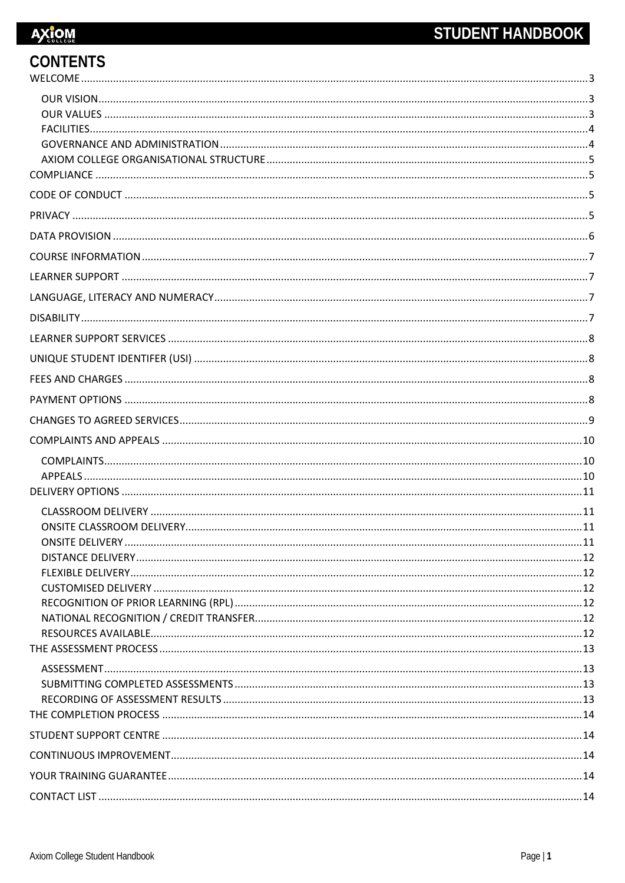# CONTENTS

- WELCOME ... 3
  - OUR VISION ... 3
  - OUR VALUES ... 3
  - FACILITIES ... 4
  - GOVERNANCE AND ADMINISTRATION ... 4
  - AXIOM COLLEGE ORGANISATIONAL STRUCTURE ... 5
- COMPLIANCE ... 5
- CODE OF CONDUCT ... 5
- PRIVACY ... 5
- DATA PROVISION ... 6
- COURSE INFORMATION ... 7
- LEARNER SUPPORT ... 7
- LANGUAGE, LITERACY AND NUMERACY ... 7
- DISABILITY ... 7
- LEARNER SUPPORT SERVICES ... 8
- UNIQUE STUDENT IDENTIFER (USI) ... 8
- FEES AND CHARGES ... 8
- PAYMENT OPTIONS ... 8
- CHANGES TO AGREED SERVICES ... 9
- COMPLAINTS AND APPEALS ... 10
  - COMPLAINTS ... 10
  - APPEALS ... 10
- DELIVERY OPTIONS ... 11
  - CLASSROOM DELIVERY ... 11
  - ONSITE CLASSROOM DELIVERY ... 11
  - ONSITE DELIVERY ... 11
  - DISTANCE DELIVERY ... 12
  - FLEXIBLE DELIVERY ... 12
  - CUSTOMISED DELIVERY ... 12
  - RECOGNITION OF PRIOR LEARNING (RPL) ... 12
  - NATIONAL RECOGNITION / CREDIT TRANSFER ... 12
  - RESOURCES AVAILABLE ... 12
- THE ASSESSMENT PROCESS ... 13
  - ASSESSMENT ... 13
  - SUBMITTING COMPLETED ASSESSMENTS ... 13
  - RECORDING OF ASSESSMENT RESULTS ... 13
- THE COMPLETION PROCESS ... 14
- STUDENT SUPPORT CENTRE ... 14
- CONTINUOUS IMPROVEMENT ... 14
- YOUR TRAINING GUARANTEE ... 14
- CONTACT LIST ... 14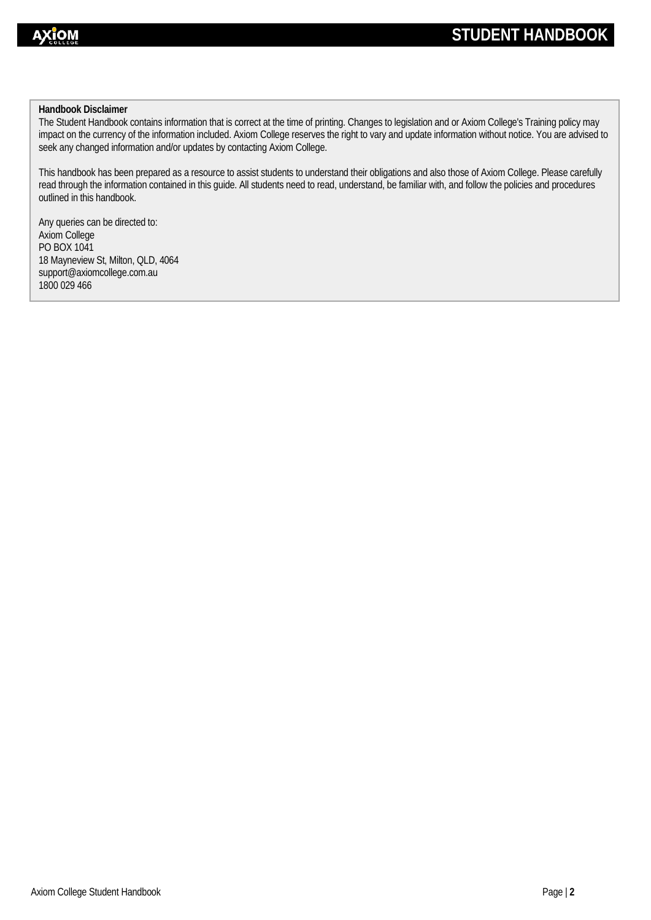**Handbook Disclaimer**

The Student Handbook contains information that is correct at the time of printing. Changes to legislation and or Axiom College's Training policy may impact on the currency of the information included. Axiom College reserves the right to vary and update information without notice. You are advised to seek any changed information and/or updates by contacting Axiom College.

This handbook has been prepared as a resource to assist students to understand their obligations and also those of Axiom College. Please carefully read through the information contained in this guide. All students need to read, understand, be familiar with, and follow the policies and procedures outlined in this handbook.

Any queries can be directed to:
Axiom College
PO BOX 1041
18 Mayneview St, Milton, QLD, 4064
support@axiomcollege.com.au
1800 029 466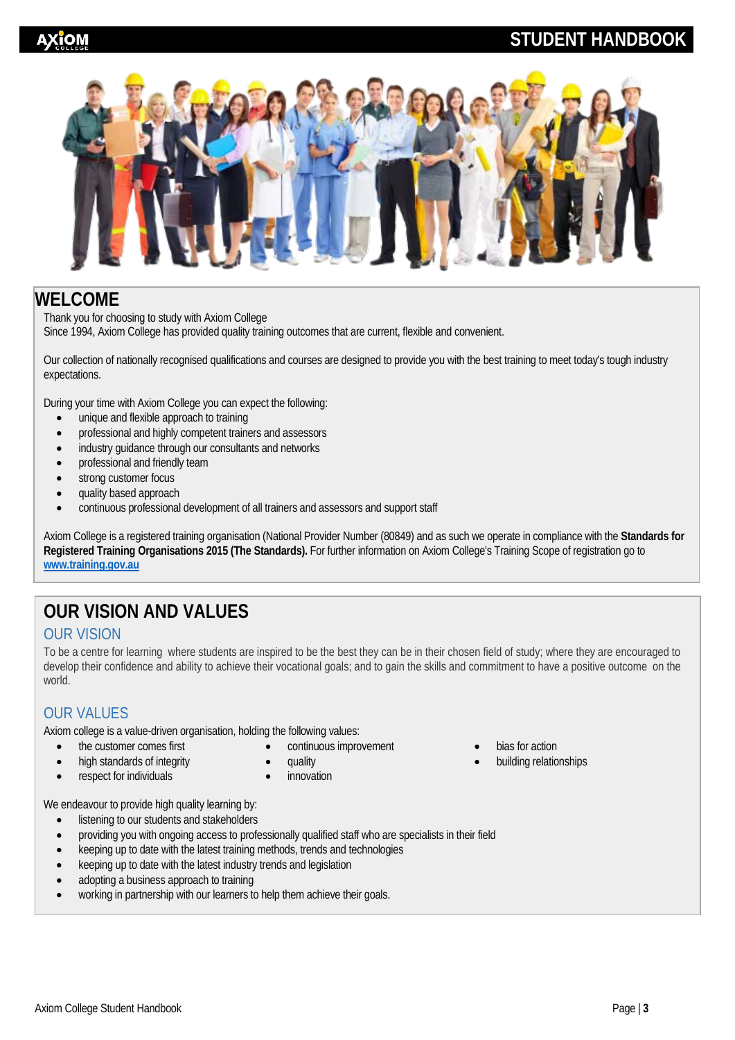# WELCOME

Thank you for choosing to study with Axiom College
Since 1994, Axiom College has provided quality training outcomes that are current, flexible and convenient.

Our collection of nationally recognised qualifications and courses are designed to provide you with the best training to meet today's tough industry expectations.

During your time with Axiom College you can expect the following:

- unique and flexible approach to training
- professional and highly competent trainers and assessors
- industry guidance through our consultants and networks
- professional and friendly team
- strong customer focus
- quality based approach
- continuous professional development of all trainers and assessors and support staff

Axiom College is a registered training organisation (National Provider Number (80849) and as such we operate in compliance with the **Standards for Registered Training Organisations 2015 (The Standards).** For further information on Axiom College's Training Scope of registration go to **www.training.gov.au**

# OUR VISION AND VALUES

## OUR VISION

To be a centre for learning where students are inspired to be the best they can be in their chosen field of study; where they are encouraged to develop their confidence and ability to achieve their vocational goals; and to gain the skills and commitment to have a positive outcome on the world.

## OUR VALUES

Axiom college is a value-driven organisation, holding the following values:

- the customer comes first
- high standards of integrity
- respect for individuals
- continuous improvement
- quality
- innovation
- bias for action
- building relationships

We endeavour to provide high quality learning by:

- listening to our students and stakeholders
- providing you with ongoing access to professionally qualified staff who are specialists in their field
- keeping up to date with the latest training methods, trends and technologies
- keeping up to date with the latest industry trends and legislation
- adopting a business approach to training
- working in partnership with our learners to help them achieve their goals.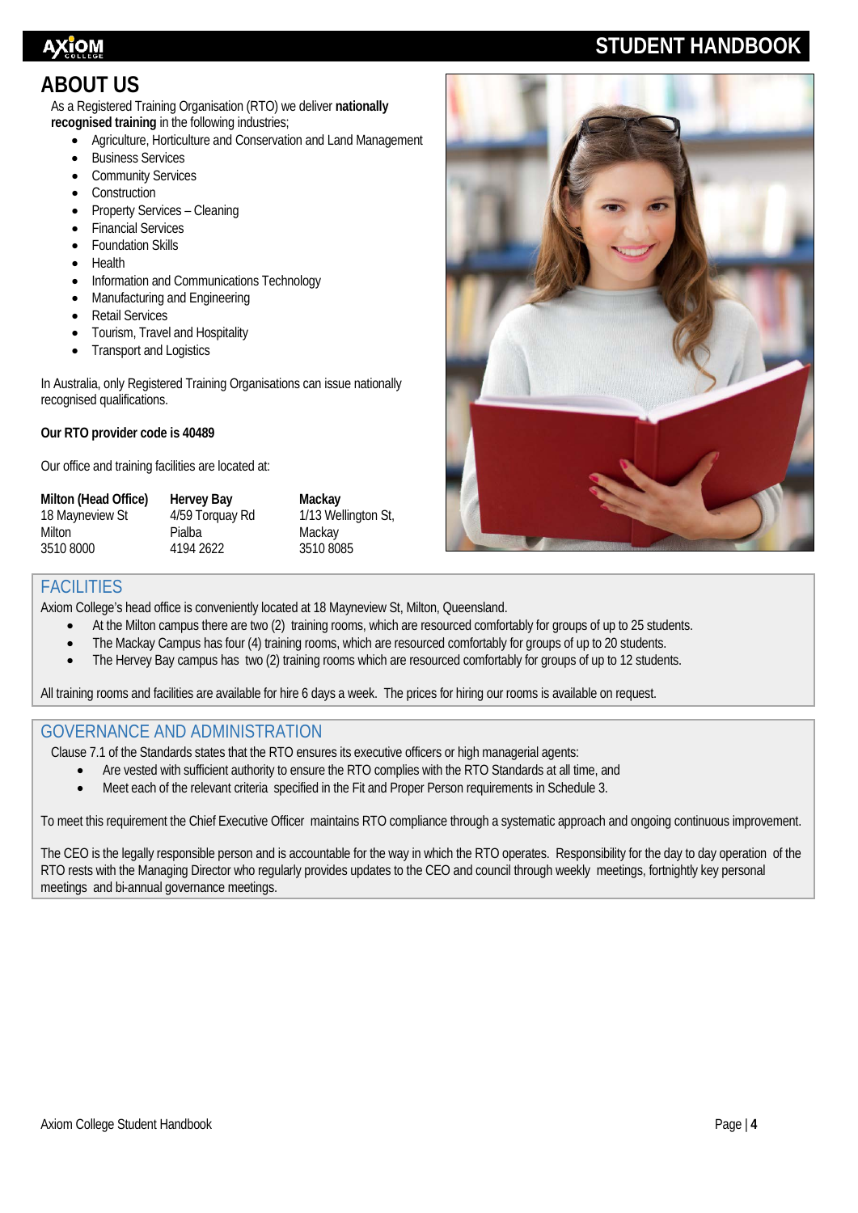## ABOUT US

As a Registered Training Organisation (RTO) we deliver **nationally recognised training** in the following industries;

- Agriculture, Horticulture and Conservation and Land Management
- Business Services
- Community Services
- Construction
- Property Services – Cleaning
- Financial Services
- Foundation Skills
- Health
- Information and Communications Technology
- Manufacturing and Engineering
- Retail Services
- Tourism, Travel and Hospitality
- Transport and Logistics

In Australia, only Registered Training Organisations can issue nationally recognised qualifications.

**Our RTO provider code is 40489**

Our office and training facilities are located at:

| **Milton (Head Office)** | **Hervey Bay** | **Mackay** |
|---|---|---|
| 18 Mayneview St | 4/59 Torquay Rd | 1/13 Wellington St, |
| Milton | Pialba | Mackay |
| 3510 8000 | 4194 2622 | 3510 8085 |

### FACILITIES

Axiom College's head office is conveniently located at 18 Mayneview St, Milton, Queensland.

- At the Milton campus there are two (2) training rooms, which are resourced comfortably for groups of up to 25 students.
- The Mackay Campus has four (4) training rooms, which are resourced comfortably for groups of up to 20 students.
- The Hervey Bay campus has two (2) training rooms which are resourced comfortably for groups of up to 12 students.

All training rooms and facilities are available for hire 6 days a week. The prices for hiring our rooms is available on request.

### GOVERNANCE AND ADMINISTRATION

Clause 7.1 of the Standards states that the RTO ensures its executive officers or high managerial agents:

- Are vested with sufficient authority to ensure the RTO complies with the RTO Standards at all time, and
- Meet each of the relevant criteria specified in the Fit and Proper Person requirements in Schedule 3.

To meet this requirement the Chief Executive Officer maintains RTO compliance through a systematic approach and ongoing continuous improvement.

The CEO is the legally responsible person and is accountable for the way in which the RTO operates. Responsibility for the day to day operation of the RTO rests with the Managing Director who regularly provides updates to the CEO and council through weekly meetings, fortnightly key personal meetings and bi-annual governance meetings.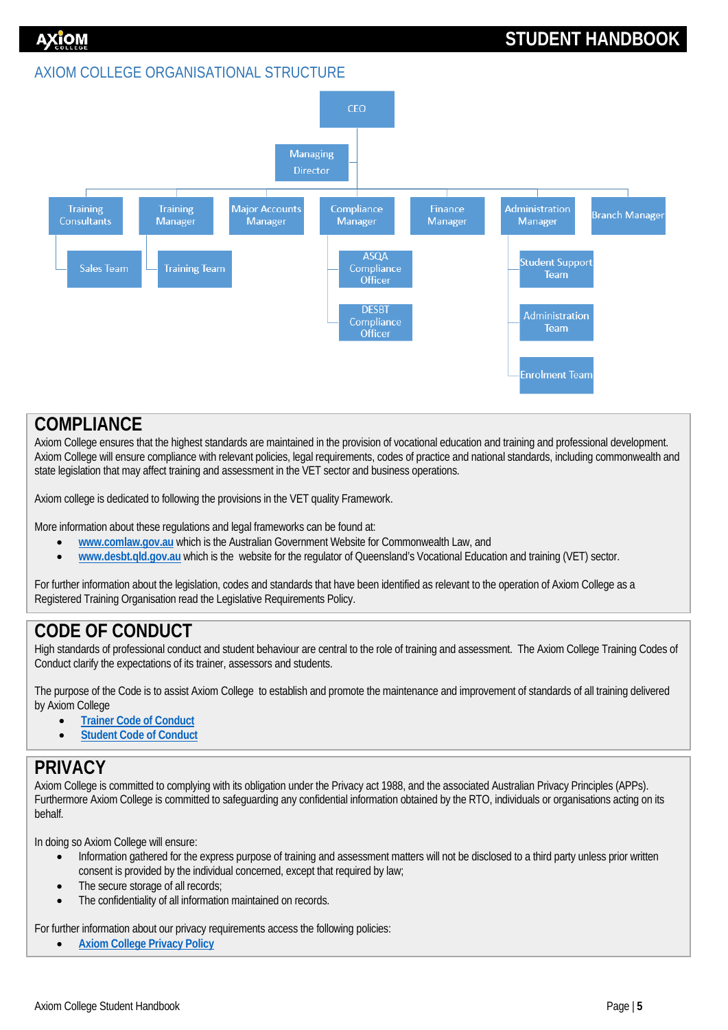## AXIOM COLLEGE ORGANISATIONAL STRUCTURE

- CEO
  - Managing Director
  - Training Consultants
    - Sales Team
  - Training Manager
    - Training Team
  - Major Accounts Manager
  - Compliance Manager
    - ASQA Compliance Officer
    - DESBT Compliance Officer
  - Finance Manager
  - Administration Manager
    - Student Support Team
    - Administration Team
    - Enrolment Team
  - Branch Manager

# COMPLIANCE

Axiom College ensures that the highest standards are maintained in the provision of vocational education and training and professional development. Axiom College will ensure compliance with relevant policies, legal requirements, codes of practice and national standards, including commonwealth and state legislation that may affect training and assessment in the VET sector and business operations.

Axiom college is dedicated to following the provisions in the VET quality Framework.

More information about these regulations and legal frameworks can be found at:

- [www.comlaw.gov.au](www.comlaw.gov.au) which is the Australian Government Website for Commonwealth Law, and
- [www.desbt.qld.gov.au](www.desbt.qld.gov.au) which is the website for the regulator of Queensland's Vocational Education and training (VET) sector.

For further information about the legislation, codes and standards that have been identified as relevant to the operation of Axiom College as a Registered Training Organisation read the Legislative Requirements Policy.

# CODE OF CONDUCT

High standards of professional conduct and student behaviour are central to the role of training and assessment. The Axiom College Training Codes of Conduct clarify the expectations of its trainer, assessors and students.

The purpose of the Code is to assist Axiom College to establish and promote the maintenance and improvement of standards of all training delivered by Axiom College

- **Trainer Code of Conduct**
- **Student Code of Conduct**

# PRIVACY

Axiom College is committed to complying with its obligation under the Privacy act 1988, and the associated Australian Privacy Principles (APPs). Furthermore Axiom College is committed to safeguarding any confidential information obtained by the RTO, individuals or organisations acting on its behalf.

In doing so Axiom College will ensure:

- Information gathered for the express purpose of training and assessment matters will not be disclosed to a third party unless prior written consent is provided by the individual concerned, except that required by law;
- The secure storage of all records;
- The confidentiality of all information maintained on records.

For further information about our privacy requirements access the following policies:

- **Axiom College Privacy Policy**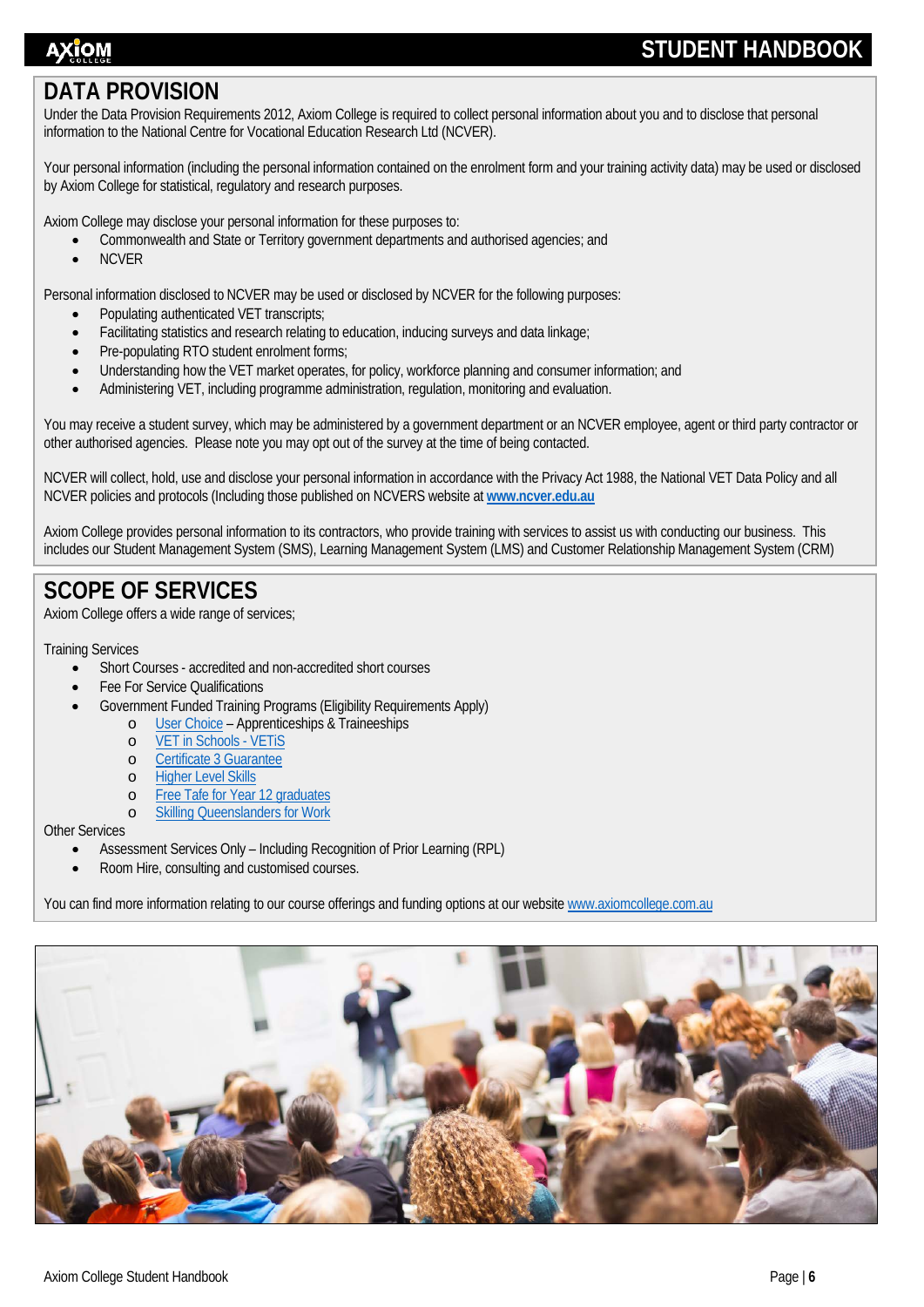## DATA PROVISION

Under the Data Provision Requirements 2012, Axiom College is required to collect personal information about you and to disclose that personal information to the National Centre for Vocational Education Research Ltd (NCVER).

Your personal information (including the personal information contained on the enrolment form and your training activity data) may be used or disclosed by Axiom College for statistical, regulatory and research purposes.

Axiom College may disclose your personal information for these purposes to:

- Commonwealth and State or Territory government departments and authorised agencies; and
- NCVER

Personal information disclosed to NCVER may be used or disclosed by NCVER for the following purposes:

- Populating authenticated VET transcripts;
- Facilitating statistics and research relating to education, inducing surveys and data linkage;
- Pre-populating RTO student enrolment forms;
- Understanding how the VET market operates, for policy, workforce planning and consumer information; and
- Administering VET, including programme administration, regulation, monitoring and evaluation.

You may receive a student survey, which may be administered by a government department or an NCVER employee, agent or third party contractor or other authorised agencies. Please note you may opt out of the survey at the time of being contacted.

NCVER will collect, hold, use and disclose your personal information in accordance with the Privacy Act 1988, the National VET Data Policy and all NCVER policies and protocols (Including those published on NCVERS website at **www.ncver.edu.au**

Axiom College provides personal information to its contractors, who provide training with services to assist us with conducting our business. This includes our Student Management System (SMS), Learning Management System (LMS) and Customer Relationship Management System (CRM)

## SCOPE OF SERVICES

Axiom College offers a wide range of services;

Training Services

- Short Courses - accredited and non-accredited short courses
- Fee For Service Qualifications
- Government Funded Training Programs (Eligibility Requirements Apply)
  - User Choice – Apprenticeships & Traineeships
  - VET in Schools - VETiS
  - Certificate 3 Guarantee
  - Higher Level Skills
  - Free Tafe for Year 12 graduates
  - Skilling Queenslanders for Work

Other Services

- Assessment Services Only – Including Recognition of Prior Learning (RPL)
- Room Hire, consulting and customised courses.

You can find more information relating to our course offerings and funding options at our website www.axiomcollege.com.au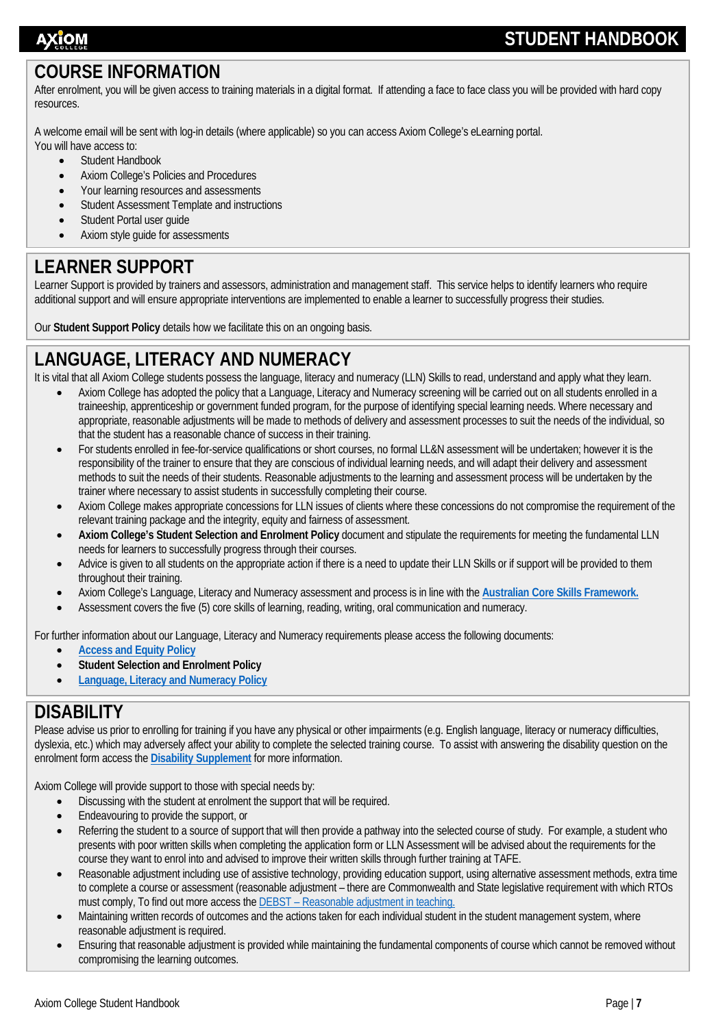## COURSE INFORMATION

After enrolment, you will be given access to training materials in a digital format. If attending a face to face class you will be provided with hard copy resources.

A welcome email will be sent with log-in details (where applicable) so you can access Axiom College's eLearning portal.
You will have access to:

- Student Handbook
- Axiom College's Policies and Procedures
- Your learning resources and assessments
- Student Assessment Template and instructions
- Student Portal user guide
- Axiom style guide for assessments

## LEARNER SUPPORT

Learner Support is provided by trainers and assessors, administration and management staff. This service helps to identify learners who require additional support and will ensure appropriate interventions are implemented to enable a learner to successfully progress their studies.

Our **Student Support Policy** details how we facilitate this on an ongoing basis.

## LANGUAGE, LITERACY AND NUMERACY

It is vital that all Axiom College students possess the language, literacy and numeracy (LLN) Skills to read, understand and apply what they learn.

- Axiom College has adopted the policy that a Language, Literacy and Numeracy screening will be carried out on all students enrolled in a traineeship, apprenticeship or government funded program, for the purpose of identifying special learning needs. Where necessary and appropriate, reasonable adjustments will be made to methods of delivery and assessment processes to suit the needs of the individual, so that the student has a reasonable chance of success in their training.
- For students enrolled in fee-for-service qualifications or short courses, no formal LL&N assessment will be undertaken; however it is the responsibility of the trainer to ensure that they are conscious of individual learning needs, and will adapt their delivery and assessment methods to suit the needs of their students. Reasonable adjustments to the learning and assessment process will be undertaken by the trainer where necessary to assist students in successfully completing their course.
- Axiom College makes appropriate concessions for LLN issues of clients where these concessions do not compromise the requirement of the relevant training package and the integrity, equity and fairness of assessment.
- **Axiom College's Student Selection and Enrolment Policy** document and stipulate the requirements for meeting the fundamental LLN needs for learners to successfully progress through their courses.
- Advice is given to all students on the appropriate action if there is a need to update their LLN Skills or if support will be provided to them throughout their training.
- Axiom College's Language, Literacy and Numeracy assessment and process is in line with the **Australian Core Skills Framework.**
- Assessment covers the five (5) core skills of learning, reading, writing, oral communication and numeracy.

For further information about our Language, Literacy and Numeracy requirements please access the following documents:

- **Access and Equity Policy**
- **Student Selection and Enrolment Policy**
- **Language, Literacy and Numeracy Policy**

## DISABILITY

Please advise us prior to enrolling for training if you have any physical or other impairments (e.g. English language, literacy or numeracy difficulties, dyslexia, etc.) which may adversely affect your ability to complete the selected training course. To assist with answering the disability question on the enrolment form access the **Disability Supplement** for more information.

Axiom College will provide support to those with special needs by:

- Discussing with the student at enrolment the support that will be required.
- Endeavouring to provide the support, or
- Referring the student to a source of support that will then provide a pathway into the selected course of study. For example, a student who presents with poor written skills when completing the application form or LLN Assessment will be advised about the requirements for the course they want to enrol into and advised to improve their written skills through further training at TAFE.
- Reasonable adjustment including use of assistive technology, providing education support, using alternative assessment methods, extra time to complete a course or assessment (reasonable adjustment – there are Commonwealth and State legislative requirement with which RTOs must comply, To find out more access the DEBST – Reasonable adjustment in teaching.
- Maintaining written records of outcomes and the actions taken for each individual student in the student management system, where reasonable adjustment is required.
- Ensuring that reasonable adjustment is provided while maintaining the fundamental components of course which cannot be removed without compromising the learning outcomes.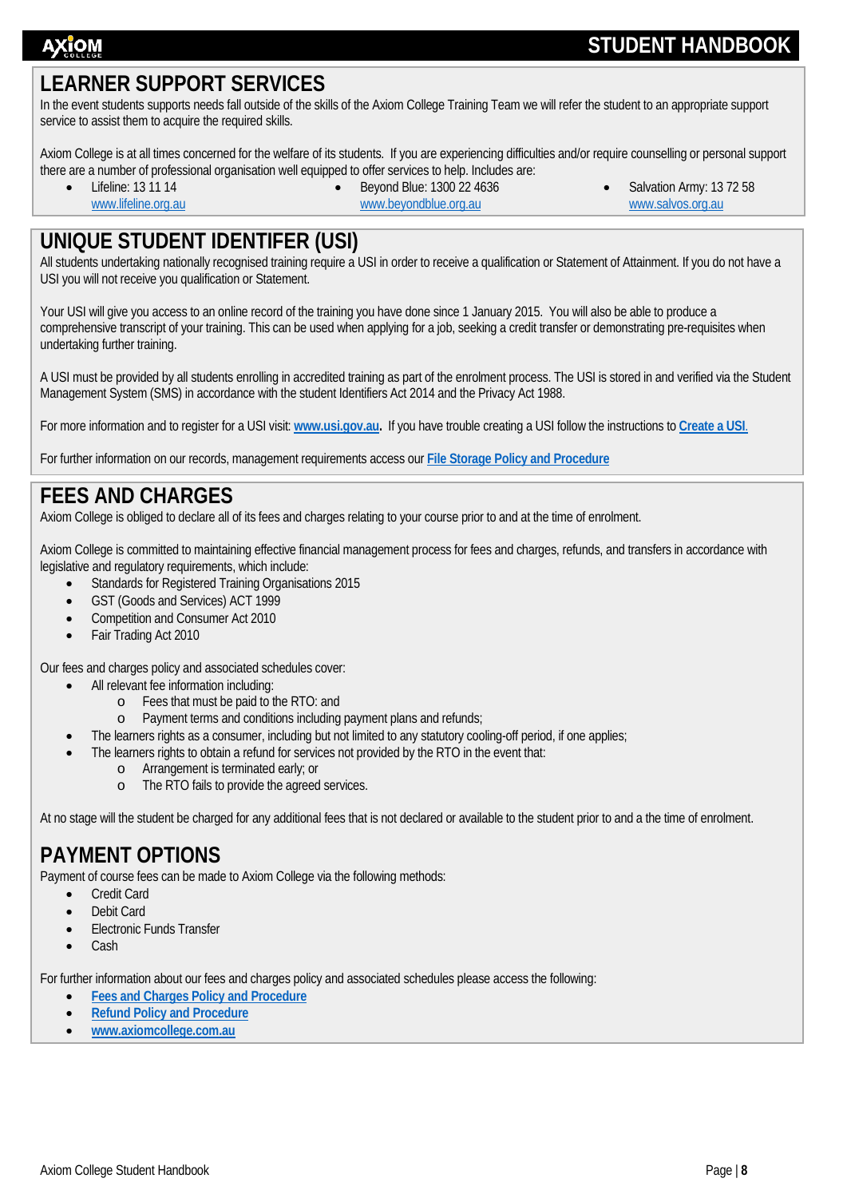## LEARNER SUPPORT SERVICES

In the event students supports needs fall outside of the skills of the Axiom College Training Team we will refer the student to an appropriate support service to assist them to acquire the required skills.

Axiom College is at all times concerned for the welfare of its students. If you are experiencing difficulties and/or require counselling or personal support there are a number of professional organisation well equipped to offer services to help. Includes are:

- Lifeline: 13 11 14
  www.lifeline.org.au
- Beyond Blue: 1300 22 4636
  www.beyondblue.org.au
- Salvation Army: 13 72 58
  www.salvos.org.au

## UNIQUE STUDENT IDENTIFER (USI)

All students undertaking nationally recognised training require a USI in order to receive a qualification or Statement of Attainment. If you do not have a USI you will not receive you qualification or Statement.

Your USI will give you access to an online record of the training you have done since 1 January 2015. You will also be able to produce a comprehensive transcript of your training. This can be used when applying for a job, seeking a credit transfer or demonstrating pre-requisites when undertaking further training.

A USI must be provided by all students enrolling in accredited training as part of the enrolment process. The USI is stored in and verified via the Student Management System (SMS) in accordance with the student Identifiers Act 2014 and the Privacy Act 1988.

For more information and to register for a USI visit: **www.usi.gov.au.** If you have trouble creating a USI follow the instructions to **Create a USI**.

For further information on our records, management requirements access our **File Storage Policy and Procedure**

## FEES AND CHARGES

Axiom College is obliged to declare all of its fees and charges relating to your course prior to and at the time of enrolment.

Axiom College is committed to maintaining effective financial management process for fees and charges, refunds, and transfers in accordance with legislative and regulatory requirements, which include:

- Standards for Registered Training Organisations 2015
- GST (Goods and Services) ACT 1999
- Competition and Consumer Act 2010
- Fair Trading Act 2010

Our fees and charges policy and associated schedules cover:

- All relevant fee information including:
  - Fees that must be paid to the RTO: and
  - Payment terms and conditions including payment plans and refunds;
- The learners rights as a consumer, including but not limited to any statutory cooling-off period, if one applies;
- The learners rights to obtain a refund for services not provided by the RTO in the event that:
  - Arrangement is terminated early; or
  - The RTO fails to provide the agreed services.

At no stage will the student be charged for any additional fees that is not declared or available to the student prior to and a the time of enrolment.

## PAYMENT OPTIONS

Payment of course fees can be made to Axiom College via the following methods:

- Credit Card
- Debit Card
- Electronic Funds Transfer
- Cash

For further information about our fees and charges policy and associated schedules please access the following:

- **Fees and Charges Policy and Procedure**
- **Refund Policy and Procedure**
- **www.axiomcollege.com.au**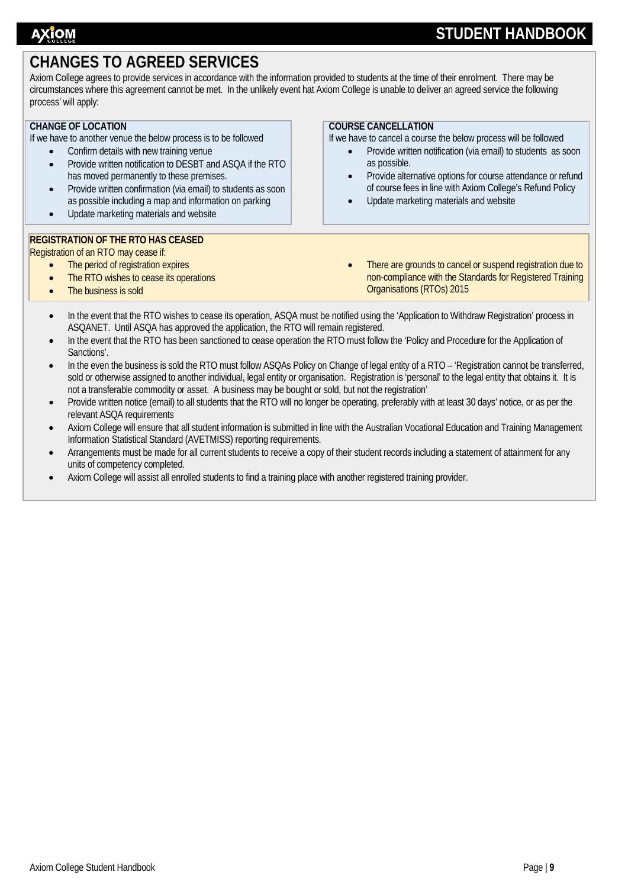# CHANGES TO AGREED SERVICES

Axiom College agrees to provide services in accordance with the information provided to students at the time of their enrolment. There may be circumstances where this agreement cannot be met. In the unlikely event hat Axiom College is unable to deliver an agreed service the following process' will apply:

**CHANGE OF LOCATION**

If we have to another venue the below process is to be followed

- Confirm details with new training venue
- Provide written notification to DESBT and ASQA if the RTO has moved permanently to these premises.
- Provide written confirmation (via email) to students as soon as possible including a map and information on parking
- Update marketing materials and website

**COURSE CANCELLATION**

If we have to cancel a course the below process will be followed

- Provide written notification (via email) to students as soon as possible.
- Provide alternative options for course attendance or refund of course fees in line with Axiom College's Refund Policy
- Update marketing materials and website

**REGISTRATION OF THE RTO HAS CEASED**

Registration of an RTO may cease if:

- The period of registration expires
- The RTO wishes to cease its operations
- The business is sold
- There are grounds to cancel or suspend registration due to non-compliance with the Standards for Registered Training Organisations (RTOs) 2015

- In the event that the RTO wishes to cease its operation, ASQA must be notified using the 'Application to Withdraw Registration' process in ASQANET. Until ASQA has approved the application, the RTO will remain registered.
- In the event that the RTO has been sanctioned to cease operation the RTO must follow the 'Policy and Procedure for the Application of Sanctions'.
- In the even the business is sold the RTO must follow ASQAs Policy on Change of legal entity of a RTO – 'Registration cannot be transferred, sold or otherwise assigned to another individual, legal entity or organisation. Registration is 'personal' to the legal entity that obtains it. It is not a transferable commodity or asset. A business may be bought or sold, but not the registration'
- Provide written notice (email) to all students that the RTO will no longer be operating, preferably with at least 30 days' notice, or as per the relevant ASQA requirements
- Axiom College will ensure that all student information is submitted in line with the Australian Vocational Education and Training Management Information Statistical Standard (AVETMISS) reporting requirements.
- Arrangements must be made for all current students to receive a copy of their student records including a statement of attainment for any units of competency completed.
- Axiom College will assist all enrolled students to find a training place with another registered training provider.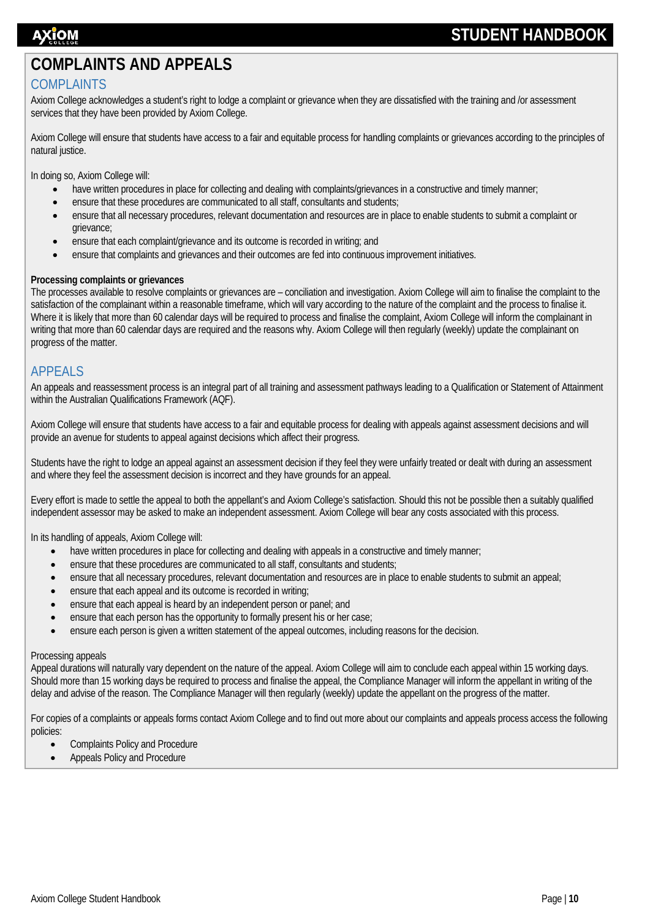# COMPLAINTS AND APPEALS

## COMPLAINTS

Axiom College acknowledges a student's right to lodge a complaint or grievance when they are dissatisfied with the training and /or assessment services that they have been provided by Axiom College.

Axiom College will ensure that students have access to a fair and equitable process for handling complaints or grievances according to the principles of natural justice.

In doing so, Axiom College will:

- have written procedures in place for collecting and dealing with complaints/grievances in a constructive and timely manner;
- ensure that these procedures are communicated to all staff, consultants and students;
- ensure that all necessary procedures, relevant documentation and resources are in place to enable students to submit a complaint or grievance;
- ensure that each complaint/grievance and its outcome is recorded in writing; and
- ensure that complaints and grievances and their outcomes are fed into continuous improvement initiatives.

**Processing complaints or grievances**

The processes available to resolve complaints or grievances are – conciliation and investigation. Axiom College will aim to finalise the complaint to the satisfaction of the complainant within a reasonable timeframe, which will vary according to the nature of the complaint and the process to finalise it. Where it is likely that more than 60 calendar days will be required to process and finalise the complaint, Axiom College will inform the complainant in writing that more than 60 calendar days are required and the reasons why. Axiom College will then regularly (weekly) update the complainant on progress of the matter.

## APPEALS

An appeals and reassessment process is an integral part of all training and assessment pathways leading to a Qualification or Statement of Attainment within the Australian Qualifications Framework (AQF).

Axiom College will ensure that students have access to a fair and equitable process for dealing with appeals against assessment decisions and will provide an avenue for students to appeal against decisions which affect their progress.

Students have the right to lodge an appeal against an assessment decision if they feel they were unfairly treated or dealt with during an assessment and where they feel the assessment decision is incorrect and they have grounds for an appeal.

Every effort is made to settle the appeal to both the appellant's and Axiom College's satisfaction. Should this not be possible then a suitably qualified independent assessor may be asked to make an independent assessment. Axiom College will bear any costs associated with this process.

In its handling of appeals, Axiom College will:

- have written procedures in place for collecting and dealing with appeals in a constructive and timely manner;
- ensure that these procedures are communicated to all staff, consultants and students;
- ensure that all necessary procedures, relevant documentation and resources are in place to enable students to submit an appeal;
- ensure that each appeal and its outcome is recorded in writing;
- ensure that each appeal is heard by an independent person or panel; and
- ensure that each person has the opportunity to formally present his or her case;
- ensure each person is given a written statement of the appeal outcomes, including reasons for the decision.

Processing appeals

Appeal durations will naturally vary dependent on the nature of the appeal. Axiom College will aim to conclude each appeal within 15 working days. Should more than 15 working days be required to process and finalise the appeal, the Compliance Manager will inform the appellant in writing of the delay and advise of the reason. The Compliance Manager will then regularly (weekly) update the appellant on the progress of the matter.

For copies of a complaints or appeals forms contact Axiom College and to find out more about our complaints and appeals process access the following policies:

- Complaints Policy and Procedure
- Appeals Policy and Procedure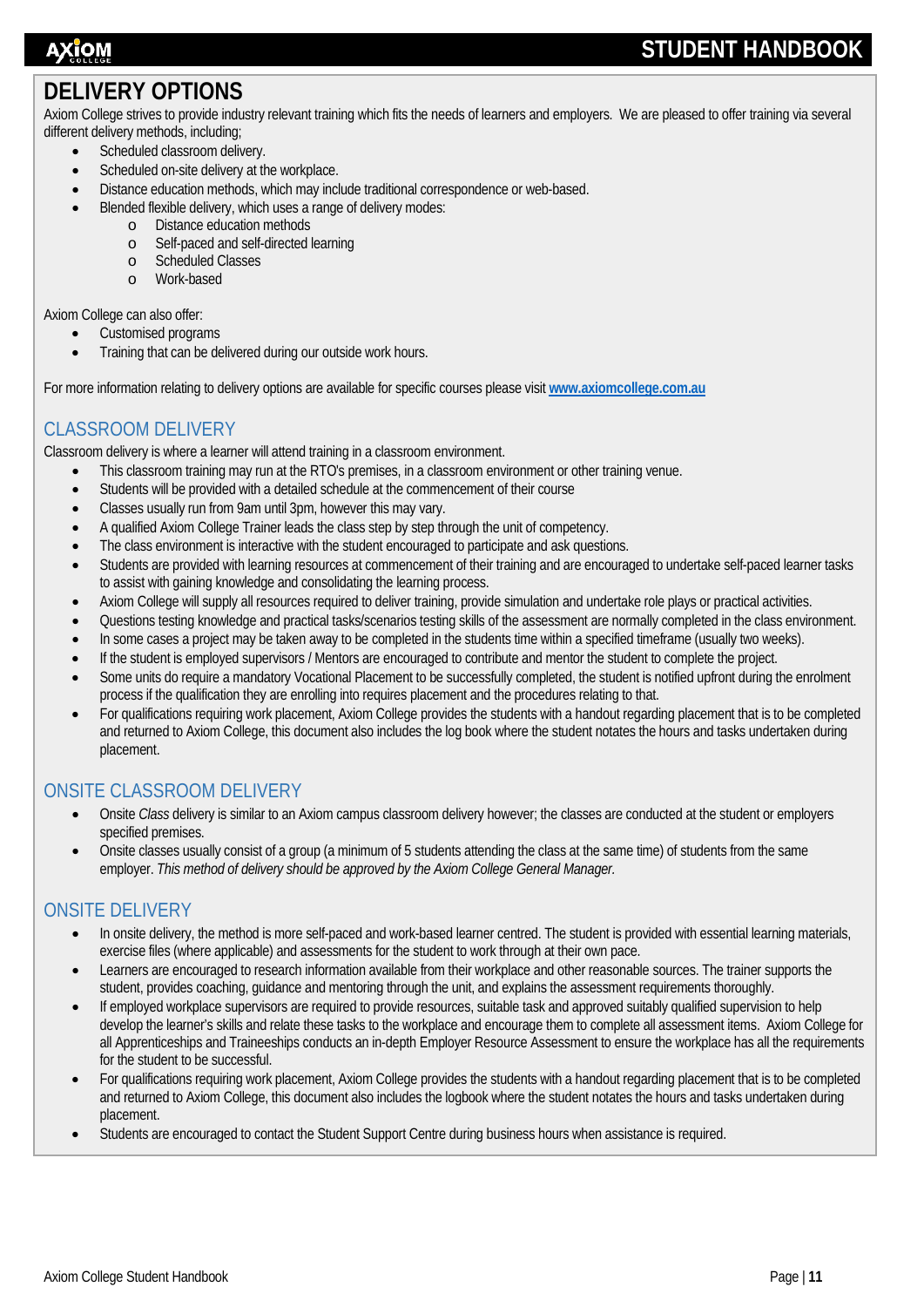# DELIVERY OPTIONS

Axiom College strives to provide industry relevant training which fits the needs of learners and employers. We are pleased to offer training via several different delivery methods, including;

- Scheduled classroom delivery.
- Scheduled on-site delivery at the workplace.
- Distance education methods, which may include traditional correspondence or web-based.
- Blended flexible delivery, which uses a range of delivery modes:
  - Distance education methods
  - Self-paced and self-directed learning
  - Scheduled Classes
  - Work-based

Axiom College can also offer:

- Customised programs
- Training that can be delivered during our outside work hours.

For more information relating to delivery options are available for specific courses please visit **www.axiomcollege.com.au**

## CLASSROOM DELIVERY

Classroom delivery is where a learner will attend training in a classroom environment.

- This classroom training may run at the RTO's premises, in a classroom environment or other training venue.
- Students will be provided with a detailed schedule at the commencement of their course
- Classes usually run from 9am until 3pm, however this may vary.
- A qualified Axiom College Trainer leads the class step by step through the unit of competency.
- The class environment is interactive with the student encouraged to participate and ask questions.
- Students are provided with learning resources at commencement of their training and are encouraged to undertake self-paced learner tasks to assist with gaining knowledge and consolidating the learning process.
- Axiom College will supply all resources required to deliver training, provide simulation and undertake role plays or practical activities.
- Questions testing knowledge and practical tasks/scenarios testing skills of the assessment are normally completed in the class environment.
- In some cases a project may be taken away to be completed in the students time within a specified timeframe (usually two weeks).
- If the student is employed supervisors / Mentors are encouraged to contribute and mentor the student to complete the project.
- Some units do require a mandatory Vocational Placement to be successfully completed, the student is notified upfront during the enrolment process if the qualification they are enrolling into requires placement and the procedures relating to that.
- For qualifications requiring work placement, Axiom College provides the students with a handout regarding placement that is to be completed and returned to Axiom College, this document also includes the log book where the student notates the hours and tasks undertaken during placement.

## ONSITE CLASSROOM DELIVERY

- Onsite *Class* delivery is similar to an Axiom campus classroom delivery however; the classes are conducted at the student or employers specified premises.
- Onsite classes usually consist of a group (a minimum of 5 students attending the class at the same time) of students from the same employer. *This method of delivery should be approved by the Axiom College General Manager.*

## ONSITE DELIVERY

- In onsite delivery, the method is more self-paced and work-based learner centred. The student is provided with essential learning materials, exercise files (where applicable) and assessments for the student to work through at their own pace.
- Learners are encouraged to research information available from their workplace and other reasonable sources. The trainer supports the student, provides coaching, guidance and mentoring through the unit, and explains the assessment requirements thoroughly.
- If employed workplace supervisors are required to provide resources, suitable task and approved suitably qualified supervision to help develop the learner's skills and relate these tasks to the workplace and encourage them to complete all assessment items. Axiom College for all Apprenticeships and Traineeships conducts an in-depth Employer Resource Assessment to ensure the workplace has all the requirements for the student to be successful.
- For qualifications requiring work placement, Axiom College provides the students with a handout regarding placement that is to be completed and returned to Axiom College, this document also includes the logbook where the student notates the hours and tasks undertaken during placement.
- Students are encouraged to contact the Student Support Centre during business hours when assistance is required.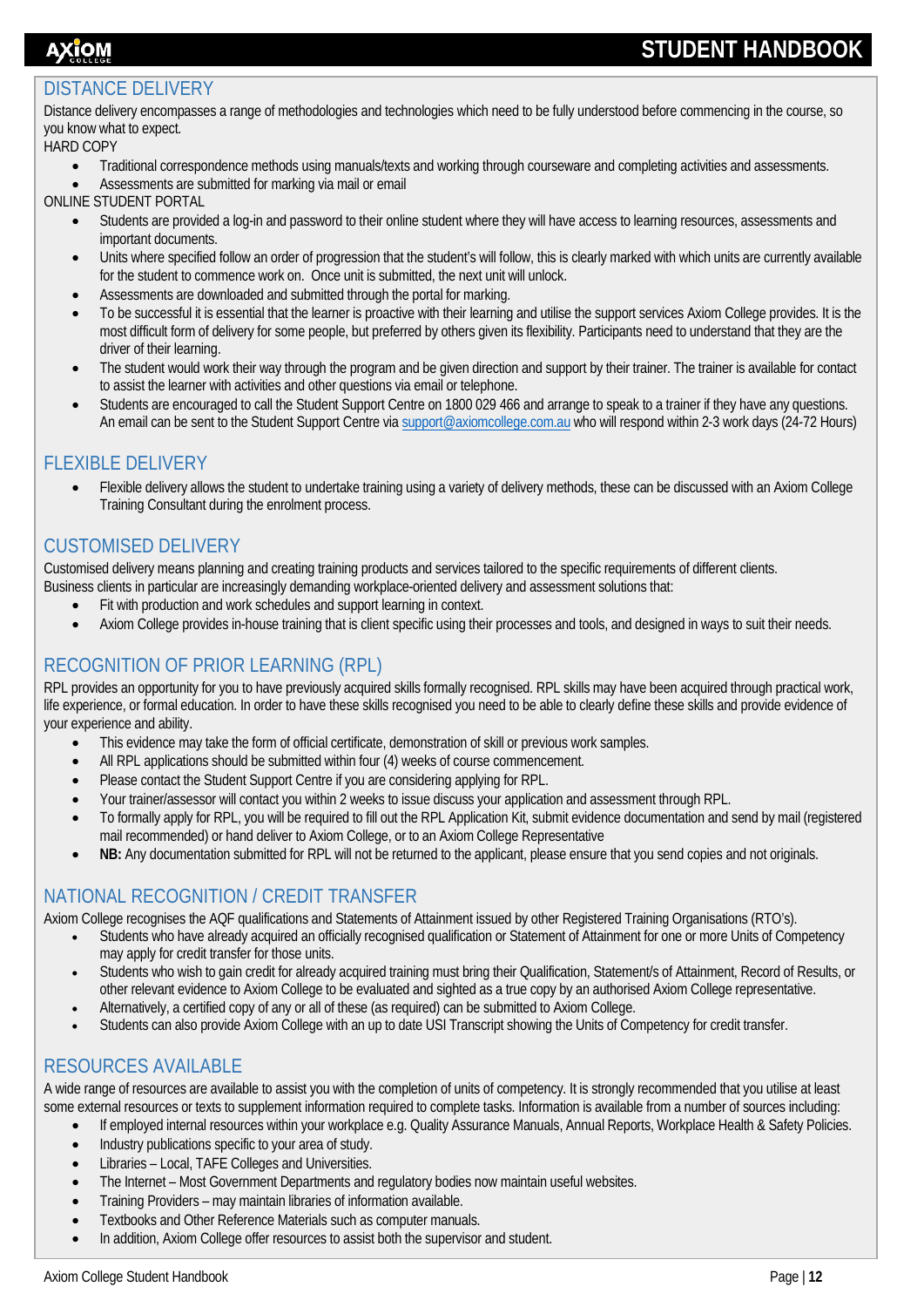## DISTANCE DELIVERY

Distance delivery encompasses a range of methodologies and technologies which need to be fully understood before commencing in the course, so you know what to expect.

HARD COPY

- Traditional correspondence methods using manuals/texts and working through courseware and completing activities and assessments.
- Assessments are submitted for marking via mail or email

ONLINE STUDENT PORTAL

- Students are provided a log-in and password to their online student where they will have access to learning resources, assessments and important documents.
- Units where specified follow an order of progression that the student's will follow, this is clearly marked with which units are currently available for the student to commence work on. Once unit is submitted, the next unit will unlock.
- Assessments are downloaded and submitted through the portal for marking.
- To be successful it is essential that the learner is proactive with their learning and utilise the support services Axiom College provides. It is the most difficult form of delivery for some people, but preferred by others given its flexibility. Participants need to understand that they are the driver of their learning.
- The student would work their way through the program and be given direction and support by their trainer. The trainer is available for contact to assist the learner with activities and other questions via email or telephone.
- Students are encouraged to call the Student Support Centre on 1800 029 466 and arrange to speak to a trainer if they have any questions. An email can be sent to the Student Support Centre via support@axiomcollege.com.au who will respond within 2-3 work days (24-72 Hours)

## FLEXIBLE DELIVERY

- Flexible delivery allows the student to undertake training using a variety of delivery methods, these can be discussed with an Axiom College Training Consultant during the enrolment process.

## CUSTOMISED DELIVERY

Customised delivery means planning and creating training products and services tailored to the specific requirements of different clients. Business clients in particular are increasingly demanding workplace-oriented delivery and assessment solutions that:

- Fit with production and work schedules and support learning in context.
- Axiom College provides in-house training that is client specific using their processes and tools, and designed in ways to suit their needs.

## RECOGNITION OF PRIOR LEARNING (RPL)

RPL provides an opportunity for you to have previously acquired skills formally recognised. RPL skills may have been acquired through practical work, life experience, or formal education. In order to have these skills recognised you need to be able to clearly define these skills and provide evidence of your experience and ability.

- This evidence may take the form of official certificate, demonstration of skill or previous work samples.
- All RPL applications should be submitted within four (4) weeks of course commencement.
- Please contact the Student Support Centre if you are considering applying for RPL.
- Your trainer/assessor will contact you within 2 weeks to issue discuss your application and assessment through RPL.
- To formally apply for RPL, you will be required to fill out the RPL Application Kit, submit evidence documentation and send by mail (registered mail recommended) or hand deliver to Axiom College, or to an Axiom College Representative
- **NB:** Any documentation submitted for RPL will not be returned to the applicant, please ensure that you send copies and not originals.

## NATIONAL RECOGNITION / CREDIT TRANSFER

Axiom College recognises the AQF qualifications and Statements of Attainment issued by other Registered Training Organisations (RTO's).

- Students who have already acquired an officially recognised qualification or Statement of Attainment for one or more Units of Competency may apply for credit transfer for those units.
- Students who wish to gain credit for already acquired training must bring their Qualification, Statement/s of Attainment, Record of Results, or other relevant evidence to Axiom College to be evaluated and sighted as a true copy by an authorised Axiom College representative.
- Alternatively, a certified copy of any or all of these (as required) can be submitted to Axiom College.
- Students can also provide Axiom College with an up to date USI Transcript showing the Units of Competency for credit transfer.

## RESOURCES AVAILABLE

A wide range of resources are available to assist you with the completion of units of competency. It is strongly recommended that you utilise at least some external resources or texts to supplement information required to complete tasks. Information is available from a number of sources including:

- If employed internal resources within your workplace e.g. Quality Assurance Manuals, Annual Reports, Workplace Health & Safety Policies.
- Industry publications specific to your area of study.
- Libraries – Local, TAFE Colleges and Universities.
- The Internet – Most Government Departments and regulatory bodies now maintain useful websites.
- Training Providers – may maintain libraries of information available.
- Textbooks and Other Reference Materials such as computer manuals.
- In addition, Axiom College offer resources to assist both the supervisor and student.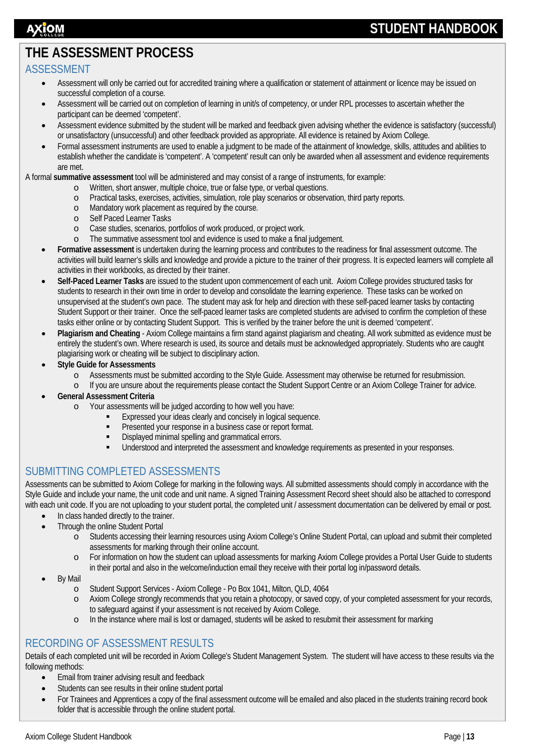# THE ASSESSMENT PROCESS

## ASSESSMENT

- Assessment will only be carried out for accredited training where a qualification or statement of attainment or licence may be issued on successful completion of a course.
- Assessment will be carried out on completion of learning in unit/s of competency, or under RPL processes to ascertain whether the participant can be deemed 'competent'.
- Assessment evidence submitted by the student will be marked and feedback given advising whether the evidence is satisfactory (successful) or unsatisfactory (unsuccessful) and other feedback provided as appropriate. All evidence is retained by Axiom College.
- Formal assessment instruments are used to enable a judgment to be made of the attainment of knowledge, skills, attitudes and abilities to establish whether the candidate is 'competent'. A 'competent' result can only be awarded when all assessment and evidence requirements are met.

A formal **summative assessment** tool will be administered and may consist of a range of instruments, for example:

- Written, short answer, multiple choice, true or false type, or verbal questions.
- Practical tasks, exercises, activities, simulation, role play scenarios or observation, third party reports.
- Mandatory work placement as required by the course.
- Self Paced Learner Tasks
- Case studies, scenarios, portfolios of work produced, or project work.
- The summative assessment tool and evidence is used to make a final judgement.

- **Formative assessment** is undertaken during the learning process and contributes to the readiness for final assessment outcome. The activities will build learner's skills and knowledge and provide a picture to the trainer of their progress. It is expected learners will complete all activities in their workbooks, as directed by their trainer.
- **Self-Paced Learner Tasks** are issued to the student upon commencement of each unit. Axiom College provides structured tasks for students to research in their own time in order to develop and consolidate the learning experience. These tasks can be worked on unsupervised at the student's own pace. The student may ask for help and direction with these self-paced learner tasks by contacting Student Support or their trainer. Once the self-paced learner tasks are completed students are advised to confirm the completion of these tasks either online or by contacting Student Support. This is verified by the trainer before the unit is deemed 'competent'.
- **Plagiarism and Cheating** - Axiom College maintains a firm stand against plagiarism and cheating. All work submitted as evidence must be entirely the student's own. Where research is used, its source and details must be acknowledged appropriately. Students who are caught plagiarising work or cheating will be subject to disciplinary action.
- **Style Guide for Assessments**
  - Assessments must be submitted according to the Style Guide. Assessment may otherwise be returned for resubmission.
  - If you are unsure about the requirements please contact the Student Support Centre or an Axiom College Trainer for advice.
- **General Assessment Criteria**
  - Your assessments will be judged according to how well you have:
    - Expressed your ideas clearly and concisely in logical sequence.
    - Presented your response in a business case or report format.
    - Displayed minimal spelling and grammatical errors.
    - Understood and interpreted the assessment and knowledge requirements as presented in your responses.

## SUBMITTING COMPLETED ASSESSMENTS

Assessments can be submitted to Axiom College for marking in the following ways. All submitted assessments should comply in accordance with the Style Guide and include your name, the unit code and unit name. A signed Training Assessment Record sheet should also be attached to correspond with each unit code. If you are not uploading to your student portal, the completed unit / assessment documentation can be delivered by email or post.

- In class handed directly to the trainer.
- Through the online Student Portal
  - Students accessing their learning resources using Axiom College's Online Student Portal, can upload and submit their completed assessments for marking through their online account.
  - For information on how the student can upload assessments for marking Axiom College provides a Portal User Guide to students in their portal and also in the welcome/induction email they receive with their portal log in/password details.
- By Mail
  - Student Support Services - Axiom College - Po Box 1041, Milton, QLD, 4064
  - Axiom College strongly recommends that you retain a photocopy, or saved copy, of your completed assessment for your records, to safeguard against if your assessment is not received by Axiom College.
  - In the instance where mail is lost or damaged, students will be asked to resubmit their assessment for marking

## RECORDING OF ASSESSMENT RESULTS

Details of each completed unit will be recorded in Axiom College's Student Management System. The student will have access to these results via the following methods:

- Email from trainer advising result and feedback
- Students can see results in their online student portal
- For Trainees and Apprentices a copy of the final assessment outcome will be emailed and also placed in the students training record book folder that is accessible through the online student portal.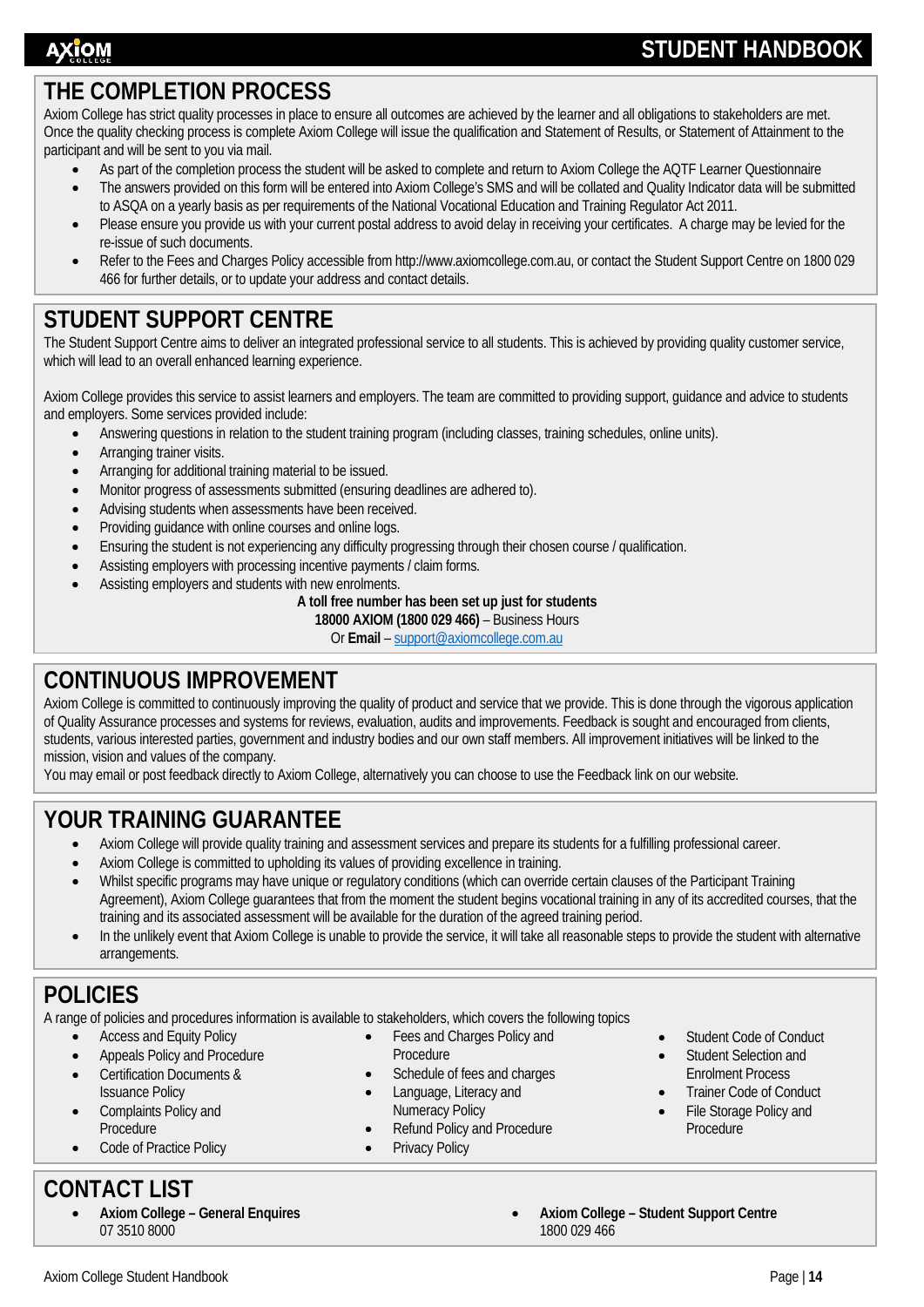## THE COMPLETION PROCESS

Axiom College has strict quality processes in place to ensure all outcomes are achieved by the learner and all obligations to stakeholders are met. Once the quality checking process is complete Axiom College will issue the qualification and Statement of Results, or Statement of Attainment to the participant and will be sent to you via mail.

- As part of the completion process the student will be asked to complete and return to Axiom College the AQTF Learner Questionnaire
- The answers provided on this form will be entered into Axiom College's SMS and will be collated and Quality Indicator data will be submitted to ASQA on a yearly basis as per requirements of the National Vocational Education and Training Regulator Act 2011.
- Please ensure you provide us with your current postal address to avoid delay in receiving your certificates. A charge may be levied for the re-issue of such documents.
- Refer to the Fees and Charges Policy accessible from http://www.axiomcollege.com.au, or contact the Student Support Centre on 1800 029 466 for further details, or to update your address and contact details.

## STUDENT SUPPORT CENTRE

The Student Support Centre aims to deliver an integrated professional service to all students. This is achieved by providing quality customer service, which will lead to an overall enhanced learning experience.

Axiom College provides this service to assist learners and employers. The team are committed to providing support, guidance and advice to students and employers. Some services provided include:

- Answering questions in relation to the student training program (including classes, training schedules, online units).
- Arranging trainer visits.
- Arranging for additional training material to be issued.
- Monitor progress of assessments submitted (ensuring deadlines are adhered to).
- Advising students when assessments have been received.
- Providing guidance with online courses and online logs.
- Ensuring the student is not experiencing any difficulty progressing through their chosen course / qualification.
- Assisting employers with processing incentive payments / claim forms.
- Assisting employers and students with new enrolments.

**A toll free number has been set up just for students**
**18000 AXIOM (1800 029 466)** – Business Hours
Or **Email** – support@axiomcollege.com.au

## CONTINUOUS IMPROVEMENT

Axiom College is committed to continuously improving the quality of product and service that we provide. This is done through the vigorous application of Quality Assurance processes and systems for reviews, evaluation, audits and improvements. Feedback is sought and encouraged from clients, students, various interested parties, government and industry bodies and our own staff members. All improvement initiatives will be linked to the mission, vision and values of the company.

You may email or post feedback directly to Axiom College, alternatively you can choose to use the Feedback link on our website.

## YOUR TRAINING GUARANTEE

- Axiom College will provide quality training and assessment services and prepare its students for a fulfilling professional career.
- Axiom College is committed to upholding its values of providing excellence in training.
- Whilst specific programs may have unique or regulatory conditions (which can override certain clauses of the Participant Training Agreement), Axiom College guarantees that from the moment the student begins vocational training in any of its accredited courses, that the training and its associated assessment will be available for the duration of the agreed training period.
- In the unlikely event that Axiom College is unable to provide the service, it will take all reasonable steps to provide the student with alternative arrangements.

## POLICIES

A range of policies and procedures information is available to stakeholders, which covers the following topics

- Access and Equity Policy
- Appeals Policy and Procedure
- Certification Documents & Issuance Policy
- Complaints Policy and Procedure
- Code of Practice Policy
- Fees and Charges Policy and Procedure
- Schedule of fees and charges
- Language, Literacy and Numeracy Policy
- Refund Policy and Procedure
- Privacy Policy
- Student Code of Conduct
- Student Selection and Enrolment Process
- Trainer Code of Conduct
- File Storage Policy and Procedure

## CONTACT LIST

- **Axiom College – General Enquires**
  07 3510 8000
- **Axiom College – Student Support Centre**
  1800 029 466